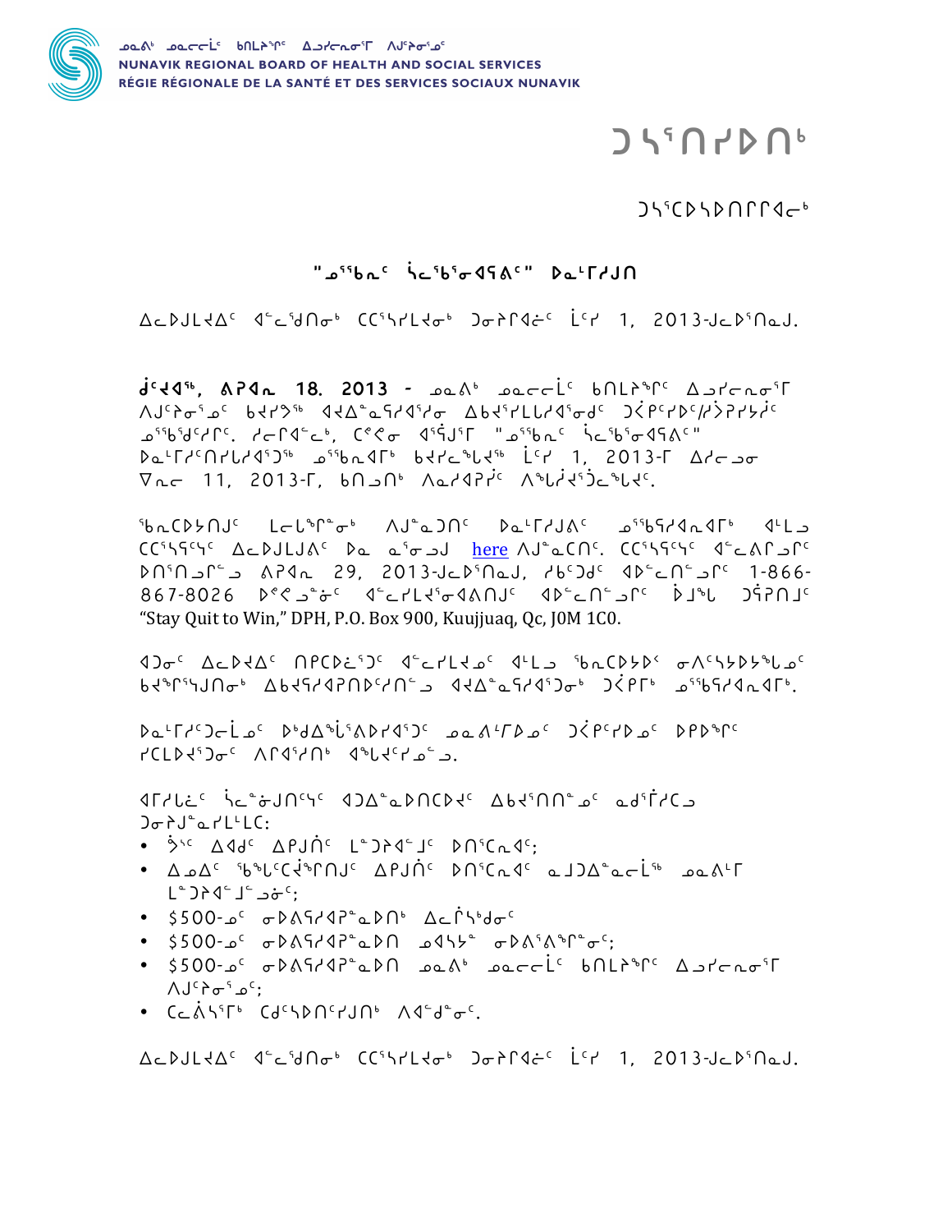ᓄᓇᕕᒃ ᓄᓇᓕᓕᒫᑦ ᑲᑎᒪᔨᖏᑦ ᐃᓗᓯᓕᕆᓂᕐᒥ ᐱᒍᑦᔨᓂᕐᓄᑦ
NUNAVIK REGIONAL BOARD OF HEALTH AND SOCIAL SERVICES
RÉGIE RÉGIONALE DE LA SANTÉ ET DES SERVICES SOCIAUX NUNAVIK

# ᑐᓴᕐᑎᓯᐅᑎᒃ

## ᑐᓴᕐᑕᐅᓴᐅᑎᒥᒋᐊᓕᒃ

### "ᓄᕐᖃᓇᑦ ᓵᓚᕐᑲᕐᓂᐊᕋᐱᑦ" ᐅᓇᒻᒥᓯᒍᑎ

ᐃᓚᐅᒍᒪᔪᐃᑦ ᐊᓪᓚᕐᑯᑎᓂᒃ ᑕᑕᕐᓴᓯᒪᔪᓂᒃ ᑐᓂᔨᒋᐊᓖᑦ ᒫᑦᓯ 1, 2013-ᒍᓚᐅᕐᑎᓇᒍ.

ᑰᑦᔪᐊᖅ, ᕕᕈᐊᕆ 18. 2013 - ᓄᓇᕕᒃ ᓄᓇᓕᓕᒫᑦ ᑲᑎᒪᔨᖏᑦ ᐃᓗᓯᓕᕆᓂᕐᒥ ᐱᒍᑦᔨᓂᕐᓄᑦ ᑲᔪᓯᔾᔪᖅ ᐊᔪᐃᓐᓇᕋᓱᐊᕐᓯᓂ ᐃᑲᔪᕐᓯᒪᒋᐊᕐᓂᒧᑦ ᑐᖿᑦᓯᐅᑦᓯ/ᓯᕗᕈᓯᔫᑦ ᓄᕐᖃᑯᑦᓯᒋᑦ. ᓯᓕᒋᐊᓪᓚᒃ, ᑕᒻᒪᓂ ᐊᕐᕿᒍᕐᒥ "ᓄᕐᖃᓇᑦ ᓵᓚᕐᑲᕐᓂᐊᕋᐱᑦ" ᐅᓇᒻᒥᓯᑦᑎᓯᒪᔪᐊᕐᑐᖅ ᓄᕐᖃᓇᐊᒥᒃ ᑲᔪᓯᓚᖕᒪᔪᖅ ᒫᑦᓯ 1, 2013-ᒥ ᐃᓱᓕᓗᓂ ᐁᓇᓕ 11, 2013-ᒥ, ᑲᑎᓗᑎᒃ ᐱᓇᓱᐊᕈᓰᑦ ᐱᖕᒪᔫᔪᕐᑑᓚᖕᒪᔪᑦ.

ᖃᓇᑕᐅᔭᑎᒍᑦ ᒪᓕᒐᖏᓐᓂᒃ ᐱᒍᓐᓇᑐᑦ ᐅᓇᒻᒥᓯᒍᐱᑦ ᓄᕐᖃᕋᓯᐊᓇᐊᒥᒃ ᐊᒻᒪᓗ ᑕᑕᕐᓴᑦᓴᑦ ᐃᓚᐅᒍᒪᔪᐱᑦ ᐅᓇ ᓇᕐᓂᓗᒍ here ᐱᒍᓐᓇᑕᑎᑦ. ᑕᑕᕐᓴᑦᓴᑦ ᐊᓪᓚᕕᒥᓗᒥᑦ ᐅᑎᕐᑎᓗᒥᓪᓗ ᕕᕈᐊᕆ 29, 2013-ᒍᓚᐅᕐᑎᓇᒍ, ᓯᑯᑦᑐᑦ ᐊᐅᓪᓚᑎᓪᓗᒥᑦ 1-866-867-8026 ᐅᑉᐸᓗᓐᓃᑦ ᐊᓪᓚᓯᒪᔪᕐᓂᐊᕆᐱᑎᒍᑦ ᐊᐅᓪᓚᑎᓪᓗᒥᑦ ᐆᒍᖓ ᑐᕋᕐᑎᒍᑦ "Stay Quit to Win," DPH, P.O. Box 900, Kuujjuaq, Qc, J0M 1C0.

ᐊᑐᓂᑦ ᐃᓚᐅᔪᐃᑦ ᑎᑭᑕᐅᓛᕐᑐᑦ ᐊᓪᓚᓯᒪᔪᓄᑦ ᐊᒻᒪᓗ ᖃᓇᑕᐅᔭᐅᑉ ᓂᐱᑦᓴᔭᐅᔭᖕᒪᓄᑦ ᑲᔪᕐᒥᕐᓴᒍᑎᓂᒃ ᐃᑲᔪᕐᓯᐊᕈᑎᐅᑦᓯᑎᓪᓗ ᐊᔪᐃᓐᓇᕋᓱᐊᕐᑐᓂᒃ ᑐᖿᑉᐱᒃ ᓄᕐᖃᕋᓯᐊᓇᐊᒥᒃ.

ᐅᓇᒻᒥᓯᑦᑐᓚᒫᓄᑦ ᐅᒃᑯᐃᖕᒫᕐᕕᐅᓯᐊᕐᑐᑦ ᓄᓇᕕᒻᒥᐅᓄᑦ ᑐᖿᑦᓯᐅᓄᑦ ᐅ�KPᐅᕐᒥᑦ ᓯᑕᒪᐅᔪᕐᑐᓂᑦ ᐱᒋᐊᕐᓯᑎᒃ ᐊᖕᒪᔪᑦᓯᓄᓪᓗ.

ᐊᒥᓱᒪᓛᑦ ᓵᓚᖕᓃᒍᑎᑦᓴᑦ ᐊᑐᐃᓐᓇᐅᑎᑕᐅᔪᑦ ᐃᑲᔪᕐᑎᑎᓐᓄᑦ ᓇᑯᕐᒦᓯᑕᓗ ᑐᓂᔨᒍᓐᓇᓯᒪᒪᑕ:

- ᔫᔅ ᐃᐊᑯᑦ ᐃᕈᒍᑏᑦ ᒪᓐᑐᔨᐊᓪᒍᑦ ᐅᑎᕐᑕᓇᐊᑦ;
- ᐃᓄᐃᑦ ᖃᖕᒪᑦᑕᕐᒥᑎᒍᑦ ᐃᕈᒍᑏᑦ ᐅᑎᕐᑕᓇᐊᑦ ᓇᒧᑐᐃᓐᓇᓕᒫᖅ ᓄᓇᕕᒥ ᒪᓐᑐᔨᐊᓪᒍᓪᓗᓃᑦ;
- $500-ᓄᑦ ᓂᐅᕕᕋᓯᐊᕈᓐᓇᐅᑎᒃ ᐃᓚᕈᓴᒃᑯᓂᑦ
- $500-ᓄᑦ ᓂᐅᕕᕋᓯᐊᕈᓐᓇᐅᑎ ᓄᐊᓴᔾ ᓂᐅᕕᕐᕕᖕᒥᓂᑦ;
- $500-ᓄᑦ ᓂᐅᕕᕋᓯᐊᕈᓐᓇᐅᑎ ᓄᓇᕕᒃ ᓄᓇᓕᓕᒫᑦ ᑲᑎᒪᔨᖏᑦ ᐃᓗᓯᓕᕆᓂᕐᒥ ᐱᒍᑦᔨᓂᕐᓄᑦ;
- ᑕᓚᕖᓴᕐᒥᒃ ᑕᑯᑦᓴᐅᑎᑦᓯᒍᑎᒃ ᐱᐊᓪᑯᓐᓂᑦ.

ᐃᓚᐅᒍᒪᔪᐃᑦ ᐊᓪᓚᕐᑯᑎᓂᒃ ᑕᑕᕐᓴᓯᒪᔪᓂᒃ ᑐᓂᔨᒋᐊᓖᑦ ᒫᑦᓯ 1, 2013-ᒍᓚᐅᕐᑎᓇᒍ.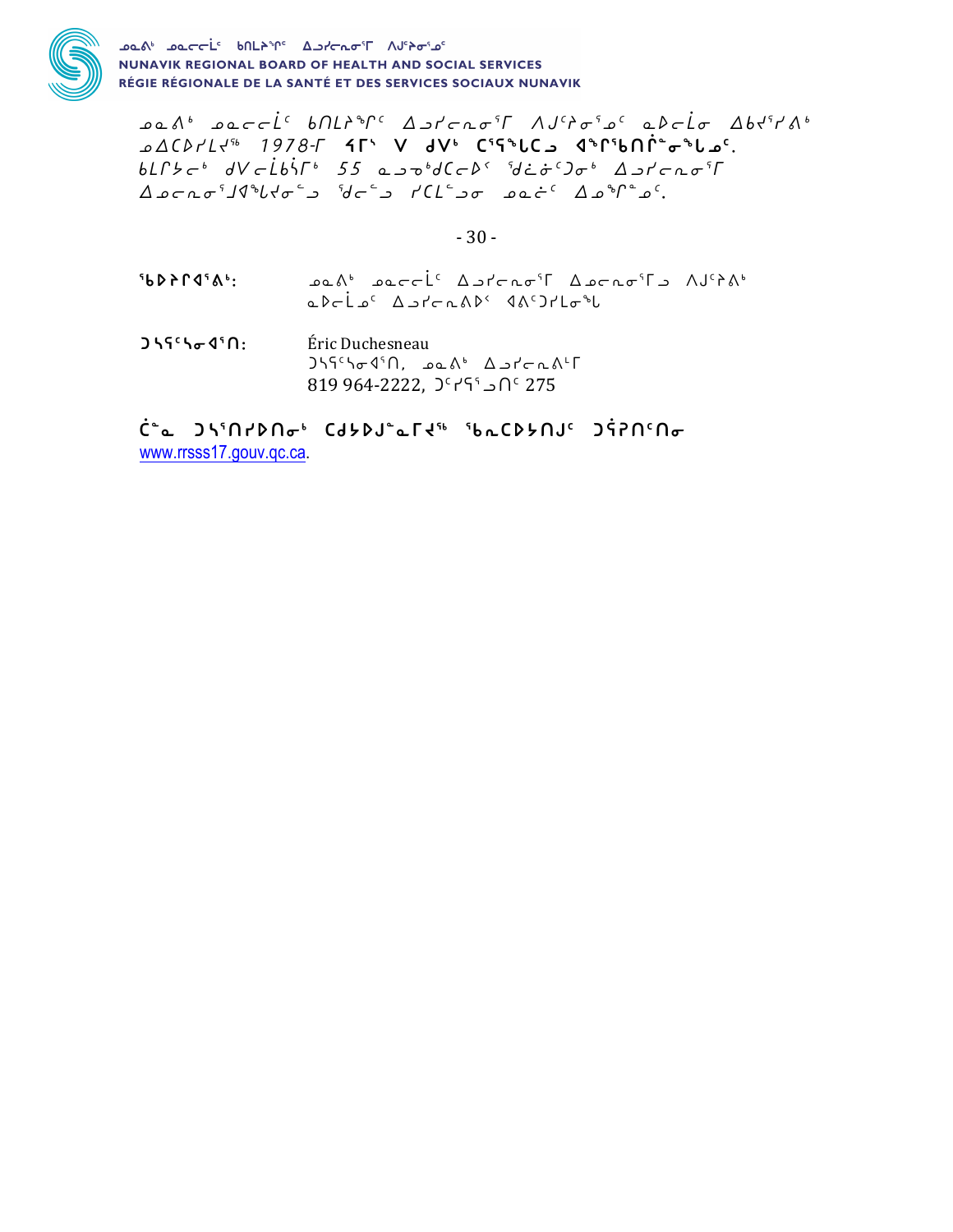ᓄᓇᕕᒃ ᓄᓇᓕᓕᒫᑦ ᑲᑎᒪᔨᖏᑦ ᐃᓗᓯᓕᕆᓂᕐᒥ ᐱᒍᑦᔨᓂᕐᓄᑦ ᓇᐅᓕᒫᓂ ᐃᑲᔪᕐᓯᕖᒃ ᓄᐃᑕᐅᓯᒪᔪᖅ 1978-ᒥ ᔦᒥᐢ V ᑯᐯᒃ ᑕᕐᕋᖓᓐᓄ ᐊᖏᕐᑲᑎᒌᓐᓂᖓᓄᑦ. ᑲᒪᒋᔭᓕᒃ ᑯᐯᓕᒫᒃᕕᒃ 55 ᓇᓗᓐᖑᑕᓕᐅᑉ ᖁᓖᓅᑦᑐᓂᒃ ᐃᓗᓯᓕᕆᓂᕐᒥ ᐃᓄᓕᕆᓂᕐᒧᐊᖓᔪᓂᓪᓗ ᖁᓕᓪᓗ ᓯᑕᒪᓪᓗᓂ ᓄᓇᓖᑦ ᐃᓄᖏᓐᓄᑦ.

- 30 -

**ᖃᐅᔨᒋᐊᕐᕕᒃ:** ᓄᓇᕕᒃ ᓄᓇᓕᓕᒫᑦ ᐃᓗᓯᓕᕆᓂᕐᒥ ᐃᓄᓕᕆᓂᕐᒥᓗ ᐱᒍᑦᔨᕕᒃ ᓇᐅᓕᒫᓄᑦ ᐃᓗᓯᓕᕆᕖᑉ ᐊᕕᑦᑐᓯᒪᓂᖓ

**ᑐᓴᕐᓴᓂᐊᕐᑎ:** Éric Duchesneau
ᑐᓴᕐᓴᓂᐊᕐᑎ, ᓄᓇᕕᒃ ᐃᓗᓯᓕᕆᕕᒻᒥ
819 964-2222, ᑐᑦᓯᕋᕐᓗᑎᑦ 275

**ᑖᓇ ᑐᓴᕐᑎᓯᐅᑎᓂᒃ ᑕᑯᔭᐅᒍᓐᓇᒥᔪᖅ ᖃᓇᑕᐅᔭᑎᒍᑦ ᑐᕌᕈᑎᑦᑎᓂ**
www.rrsss17.gouv.qc.ca.